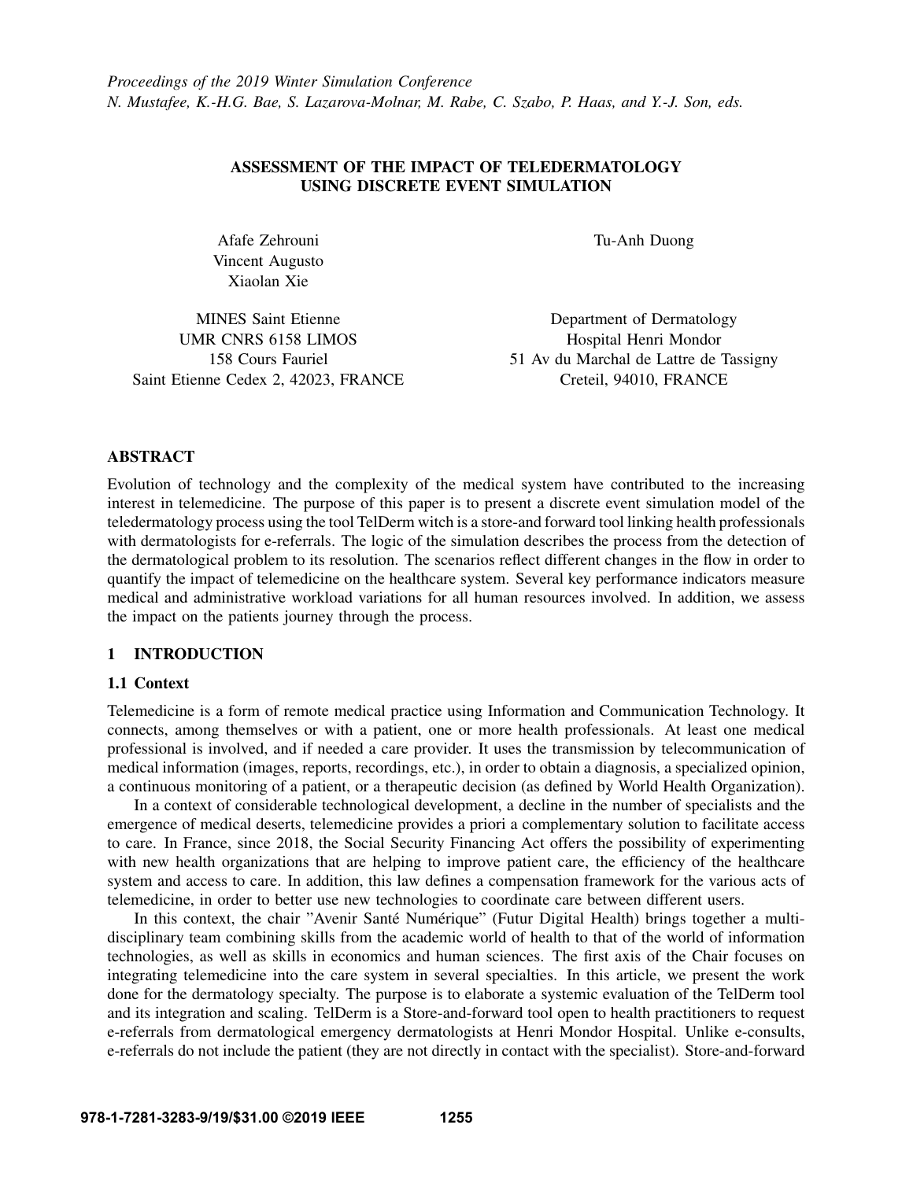*Proceedings of the 2019 Winter Simulation Conference*
*N. Mustafee, K.-H.G. Bae, S. Lazarova-Molnar, M. Rabe, C. Szabo, P. Haas, and Y.-J. Son, eds.*

# ASSESSMENT OF THE IMPACT OF TELEDERMATOLOGY USING DISCRETE EVENT SIMULATION

Afafe Zehrouni
Vincent Augusto
Xiaolan Xie

MINES Saint Etienne
UMR CNRS 6158 LIMOS
158 Cours Fauriel
Saint Etienne Cedex 2, 42023, FRANCE

Tu-Anh Duong

Department of Dermatology
Hospital Henri Mondor
51 Av du Marchal de Lattre de Tassigny
Creteil, 94010, FRANCE

## ABSTRACT

Evolution of technology and the complexity of the medical system have contributed to the increasing interest in telemedicine. The purpose of this paper is to present a discrete event simulation model of the teledermatology process using the tool TelDerm witch is a store-and forward tool linking health professionals with dermatologists for e-referrals. The logic of the simulation describes the process from the detection of the dermatological problem to its resolution. The scenarios reflect different changes in the flow in order to quantify the impact of telemedicine on the healthcare system. Several key performance indicators measure medical and administrative workload variations for all human resources involved. In addition, we assess the impact on the patients journey through the process.

## 1 INTRODUCTION

### 1.1 Context

Telemedicine is a form of remote medical practice using Information and Communication Technology. It connects, among themselves or with a patient, one or more health professionals. At least one medical professional is involved, and if needed a care provider. It uses the transmission by telecommunication of medical information (images, reports, recordings, etc.), in order to obtain a diagnosis, a specialized opinion, a continuous monitoring of a patient, or a therapeutic decision (as defined by World Health Organization).

In a context of considerable technological development, a decline in the number of specialists and the emergence of medical deserts, telemedicine provides a priori a complementary solution to facilitate access to care. In France, since 2018, the Social Security Financing Act offers the possibility of experimenting with new health organizations that are helping to improve patient care, the efficiency of the healthcare system and access to care. In addition, this law defines a compensation framework for the various acts of telemedicine, in order to better use new technologies to coordinate care between different users.

In this context, the chair "Avenir Santé Numérique" (Futur Digital Health) brings together a multi-disciplinary team combining skills from the academic world of health to that of the world of information technologies, as well as skills in economics and human sciences. The first axis of the Chair focuses on integrating telemedicine into the care system in several specialties. In this article, we present the work done for the dermatology specialty. The purpose is to elaborate a systemic evaluation of the TelDerm tool and its integration and scaling. TelDerm is a Store-and-forward tool open to health practitioners to request e-referrals from dermatological emergency dermatologists at Henri Mondor Hospital. Unlike e-consults, e-referrals do not include the patient (they are not directly in contact with the specialist). Store-and-forward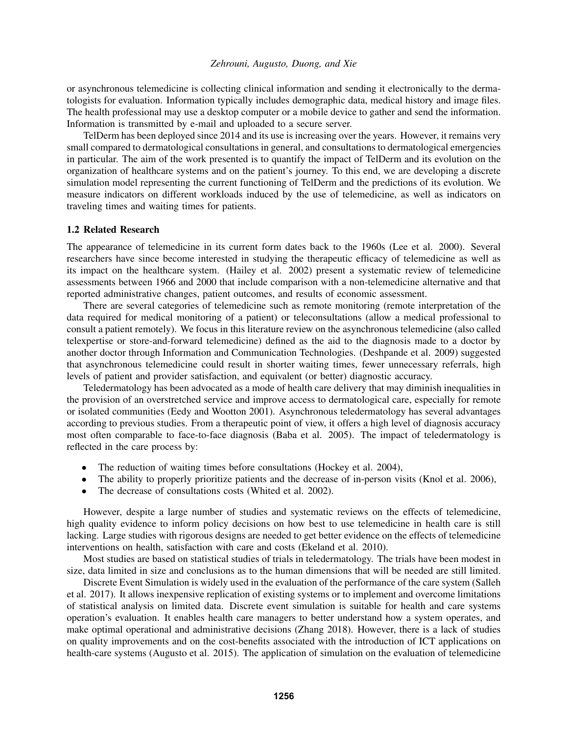or asynchronous telemedicine is collecting clinical information and sending it electronically to the dermatologists for evaluation. Information typically includes demographic data, medical history and image files. The health professional may use a desktop computer or a mobile device to gather and send the information. Information is transmitted by e-mail and uploaded to a secure server.

TelDerm has been deployed since 2014 and its use is increasing over the years. However, it remains very small compared to dermatological consultations in general, and consultations to dermatological emergencies in particular. The aim of the work presented is to quantify the impact of TelDerm and its evolution on the organization of healthcare systems and on the patient's journey. To this end, we are developing a discrete simulation model representing the current functioning of TelDerm and the predictions of its evolution. We measure indicators on different workloads induced by the use of telemedicine, as well as indicators on traveling times and waiting times for patients.

### 1.2 Related Research

The appearance of telemedicine in its current form dates back to the 1960s (Lee et al. 2000). Several researchers have since become interested in studying the therapeutic efficacy of telemedicine as well as its impact on the healthcare system. (Hailey et al. 2002) present a systematic review of telemedicine assessments between 1966 and 2000 that include comparison with a non-telemedicine alternative and that reported administrative changes, patient outcomes, and results of economic assessment.

There are several categories of telemedicine such as remote monitoring (remote interpretation of the data required for medical monitoring of a patient) or teleconsultations (allow a medical professional to consult a patient remotely). We focus in this literature review on the asynchronous telemedicine (also called telexpertise or store-and-forward telemedicine) defined as the aid to the diagnosis made to a doctor by another doctor through Information and Communication Technologies. (Deshpande et al. 2009) suggested that asynchronous telemedicine could result in shorter waiting times, fewer unnecessary referrals, high levels of patient and provider satisfaction, and equivalent (or better) diagnostic accuracy.

Teledermatology has been advocated as a mode of health care delivery that may diminish inequalities in the provision of an overstretched service and improve access to dermatological care, especially for remote or isolated communities (Eedy and Wootton 2001). Asynchronous teledermatology has several advantages according to previous studies. From a therapeutic point of view, it offers a high level of diagnosis accuracy most often comparable to face-to-face diagnosis (Baba et al. 2005). The impact of teledermatology is reflected in the care process by:

- The reduction of waiting times before consultations (Hockey et al. 2004),
- The ability to properly prioritize patients and the decrease of in-person visits (Knol et al. 2006),
- The decrease of consultations costs (Whited et al. 2002).

However, despite a large number of studies and systematic reviews on the effects of telemedicine, high quality evidence to inform policy decisions on how best to use telemedicine in health care is still lacking. Large studies with rigorous designs are needed to get better evidence on the effects of telemedicine interventions on health, satisfaction with care and costs (Ekeland et al. 2010).

Most studies are based on statistical studies of trials in teledermatology. The trials have been modest in size, data limited in size and conclusions as to the human dimensions that will be needed are still limited.

Discrete Event Simulation is widely used in the evaluation of the performance of the care system (Salleh et al. 2017). It allows inexpensive replication of existing systems or to implement and overcome limitations of statistical analysis on limited data. Discrete event simulation is suitable for health and care systems operation's evaluation. It enables health care managers to better understand how a system operates, and make optimal operational and administrative decisions (Zhang 2018). However, there is a lack of studies on quality improvements and on the cost-benefits associated with the introduction of ICT applications on health-care systems (Augusto et al. 2015). The application of simulation on the evaluation of telemedicine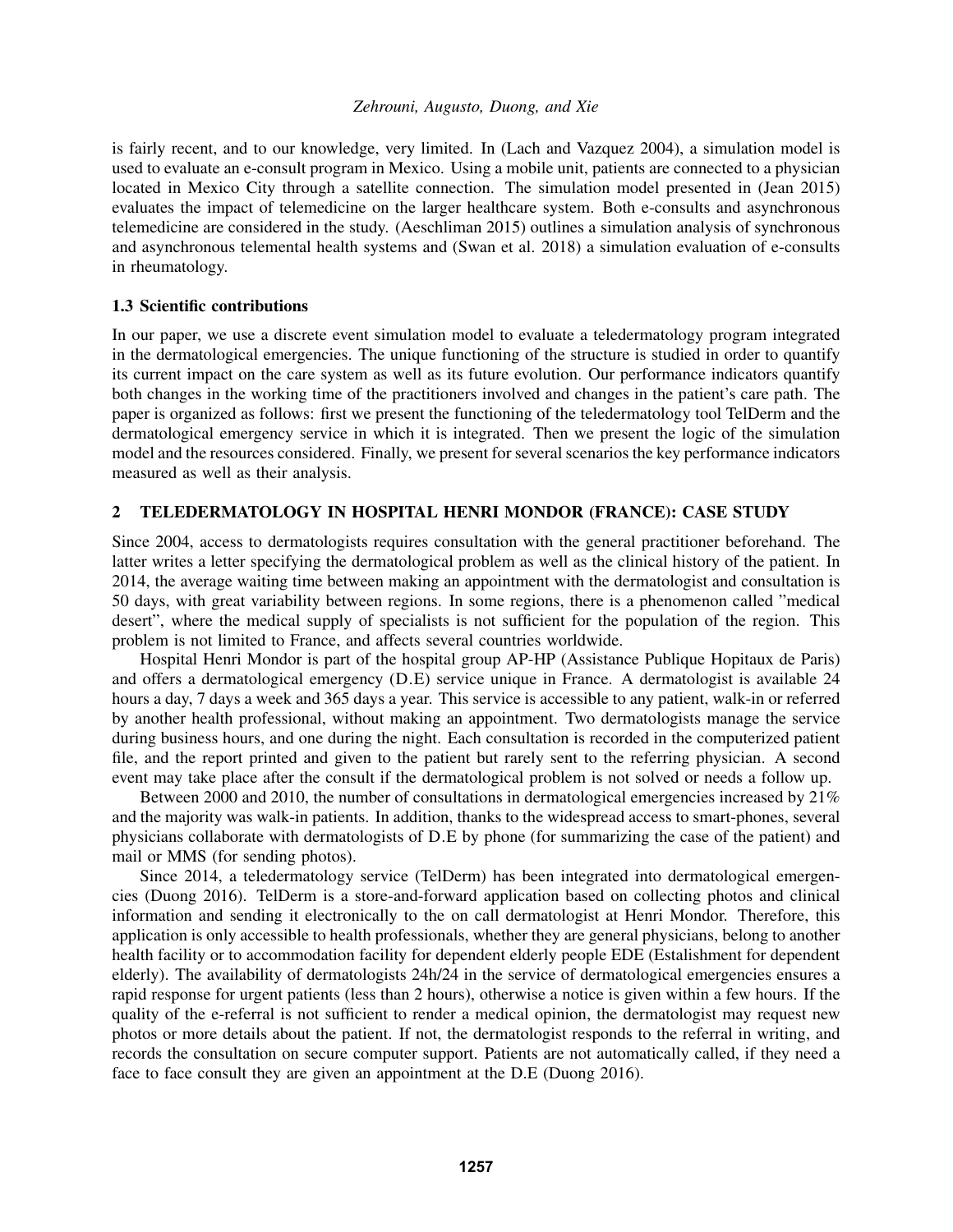is fairly recent, and to our knowledge, very limited. In (Lach and Vazquez 2004), a simulation model is used to evaluate an e-consult program in Mexico. Using a mobile unit, patients are connected to a physician located in Mexico City through a satellite connection. The simulation model presented in (Jean 2015) evaluates the impact of telemedicine on the larger healthcare system. Both e-consults and asynchronous telemedicine are considered in the study. (Aeschliman 2015) outlines a simulation analysis of synchronous and asynchronous telemental health systems and (Swan et al. 2018) a simulation evaluation of e-consults in rheumatology.

### 1.3 Scientific contributions

In our paper, we use a discrete event simulation model to evaluate a teledermatology program integrated in the dermatological emergencies. The unique functioning of the structure is studied in order to quantify its current impact on the care system as well as its future evolution. Our performance indicators quantify both changes in the working time of the practitioners involved and changes in the patient's care path. The paper is organized as follows: first we present the functioning of the teledermatology tool TelDerm and the dermatological emergency service in which it is integrated. Then we present the logic of the simulation model and the resources considered. Finally, we present for several scenarios the key performance indicators measured as well as their analysis.

## 2 TELEDERMATOLOGY IN HOSPITAL HENRI MONDOR (FRANCE): CASE STUDY

Since 2004, access to dermatologists requires consultation with the general practitioner beforehand. The latter writes a letter specifying the dermatological problem as well as the clinical history of the patient. In 2014, the average waiting time between making an appointment with the dermatologist and consultation is 50 days, with great variability between regions. In some regions, there is a phenomenon called "medical desert", where the medical supply of specialists is not sufficient for the population of the region. This problem is not limited to France, and affects several countries worldwide.

Hospital Henri Mondor is part of the hospital group AP-HP (Assistance Publique Hopitaux de Paris) and offers a dermatological emergency (D.E) service unique in France. A dermatologist is available 24 hours a day, 7 days a week and 365 days a year. This service is accessible to any patient, walk-in or referred by another health professional, without making an appointment. Two dermatologists manage the service during business hours, and one during the night. Each consultation is recorded in the computerized patient file, and the report printed and given to the patient but rarely sent to the referring physician. A second event may take place after the consult if the dermatological problem is not solved or needs a follow up.

Between 2000 and 2010, the number of consultations in dermatological emergencies increased by 21% and the majority was walk-in patients. In addition, thanks to the widespread access to smart-phones, several physicians collaborate with dermatologists of D.E by phone (for summarizing the case of the patient) and mail or MMS (for sending photos).

Since 2014, a teledermatology service (TelDerm) has been integrated into dermatological emergencies (Duong 2016). TelDerm is a store-and-forward application based on collecting photos and clinical information and sending it electronically to the on call dermatologist at Henri Mondor. Therefore, this application is only accessible to health professionals, whether they are general physicians, belong to another health facility or to accommodation facility for dependent elderly people EDE (Estalishment for dependent elderly). The availability of dermatologists 24h/24 in the service of dermatological emergencies ensures a rapid response for urgent patients (less than 2 hours), otherwise a notice is given within a few hours. If the quality of the e-referral is not sufficient to render a medical opinion, the dermatologist may request new photos or more details about the patient. If not, the dermatologist responds to the referral in writing, and records the consultation on secure computer support. Patients are not automatically called, if they need a face to face consult they are given an appointment at the D.E (Duong 2016).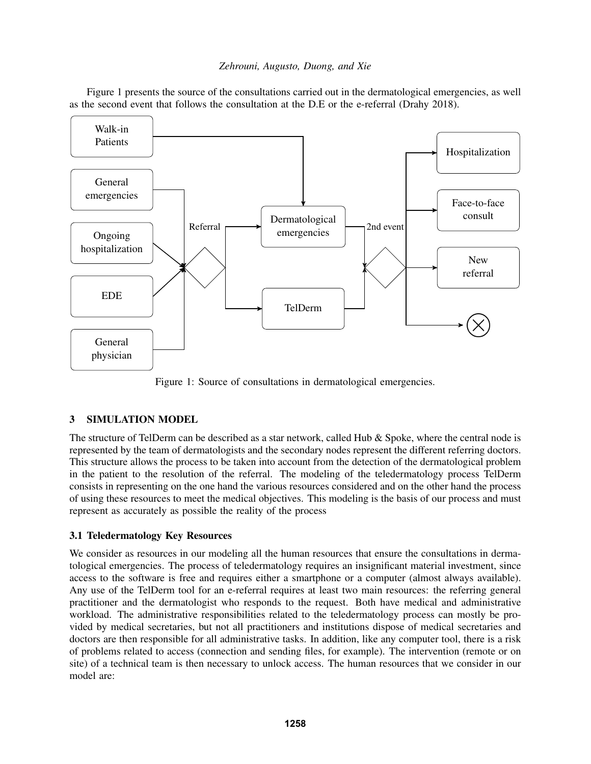Figure 1 presents the source of the consultations carried out in the dermatological emergencies, as well as the second event that follows the consultation at the D.E or the e-referral (Drahy 2018).

Figure 1: Source of consultations in dermatological emergencies.

## 3 SIMULATION MODEL

The structure of TelDerm can be described as a star network, called Hub & Spoke, where the central node is represented by the team of dermatologists and the secondary nodes represent the different referring doctors. This structure allows the process to be taken into account from the detection of the dermatological problem in the patient to the resolution of the referral. The modeling of the teledermatology process TelDerm consists in representing on the one hand the various resources considered and on the other hand the process of using these resources to meet the medical objectives. This modeling is the basis of our process and must represent as accurately as possible the reality of the process

### 3.1 Teledermatology Key Resources

We consider as resources in our modeling all the human resources that ensure the consultations in dermatological emergencies. The process of teledermatology requires an insignificant material investment, since access to the software is free and requires either a smartphone or a computer (almost always available). Any use of the TelDerm tool for an e-referral requires at least two main resources: the referring general practitioner and the dermatologist who responds to the request. Both have medical and administrative workload. The administrative responsibilities related to the teledermatology process can mostly be provided by medical secretaries, but not all practitioners and institutions dispose of medical secretaries and doctors are then responsible for all administrative tasks. In addition, like any computer tool, there is a risk of problems related to access (connection and sending files, for example). The intervention (remote or on site) of a technical team is then necessary to unlock access. The human resources that we consider in our model are: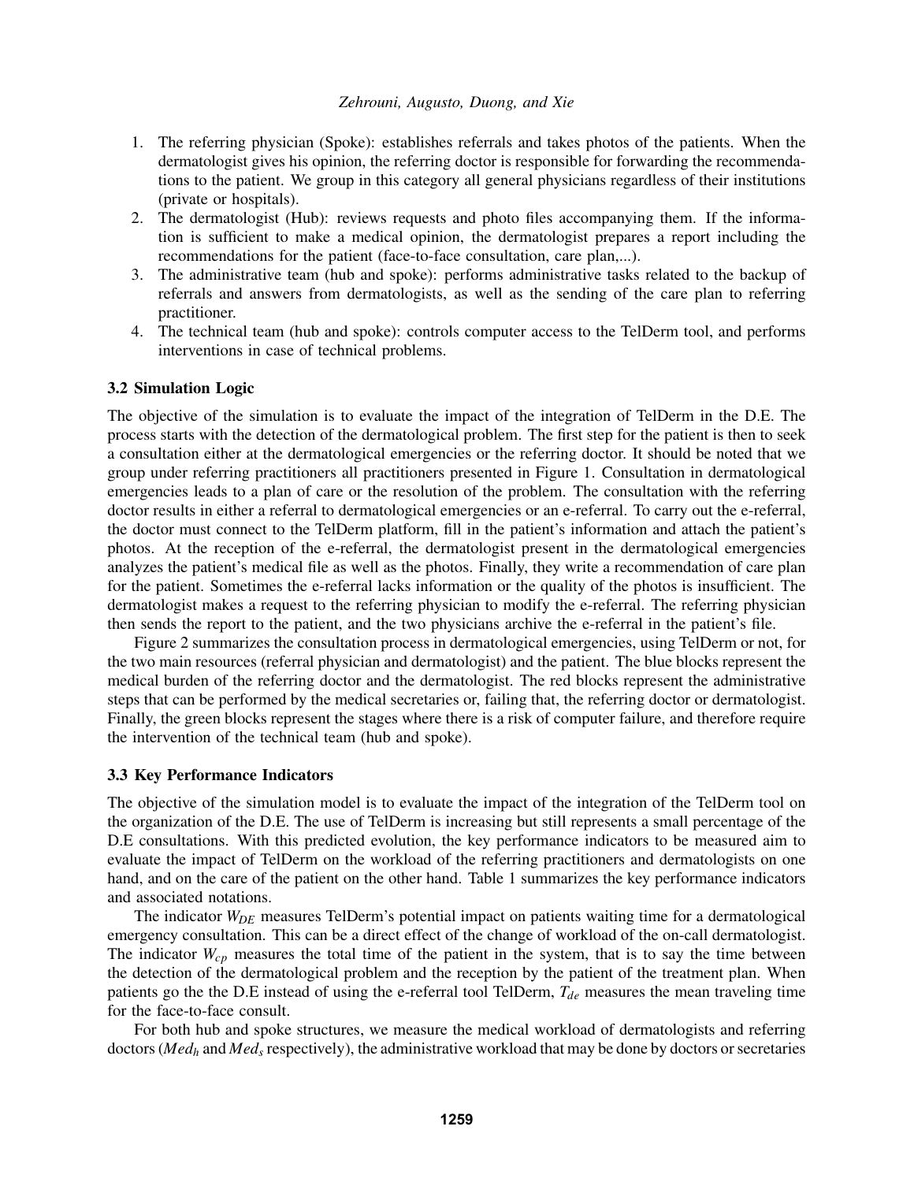1. The referring physician (Spoke): establishes referrals and takes photos of the patients. When the dermatologist gives his opinion, the referring doctor is responsible for forwarding the recommendations to the patient. We group in this category all general physicians regardless of their institutions (private or hospitals).
2. The dermatologist (Hub): reviews requests and photo files accompanying them. If the information is sufficient to make a medical opinion, the dermatologist prepares a report including the recommendations for the patient (face-to-face consultation, care plan,...).
3. The administrative team (hub and spoke): performs administrative tasks related to the backup of referrals and answers from dermatologists, as well as the sending of the care plan to referring practitioner.
4. The technical team (hub and spoke): controls computer access to the TelDerm tool, and performs interventions in case of technical problems.

### 3.2 Simulation Logic

The objective of the simulation is to evaluate the impact of the integration of TelDerm in the D.E. The process starts with the detection of the dermatological problem. The first step for the patient is then to seek a consultation either at the dermatological emergencies or the referring doctor. It should be noted that we group under referring practitioners all practitioners presented in Figure 1. Consultation in dermatological emergencies leads to a plan of care or the resolution of the problem. The consultation with the referring doctor results in either a referral to dermatological emergencies or an e-referral. To carry out the e-referral, the doctor must connect to the TelDerm platform, fill in the patient's information and attach the patient's photos. At the reception of the e-referral, the dermatologist present in the dermatological emergencies analyzes the patient's medical file as well as the photos. Finally, they write a recommendation of care plan for the patient. Sometimes the e-referral lacks information or the quality of the photos is insufficient. The dermatologist makes a request to the referring physician to modify the e-referral. The referring physician then sends the report to the patient, and the two physicians archive the e-referral in the patient's file.

Figure 2 summarizes the consultation process in dermatological emergencies, using TelDerm or not, for the two main resources (referral physician and dermatologist) and the patient. The blue blocks represent the medical burden of the referring doctor and the dermatologist. The red blocks represent the administrative steps that can be performed by the medical secretaries or, failing that, the referring doctor or dermatologist. Finally, the green blocks represent the stages where there is a risk of computer failure, and therefore require the intervention of the technical team (hub and spoke).

### 3.3 Key Performance Indicators

The objective of the simulation model is to evaluate the impact of the integration of the TelDerm tool on the organization of the D.E. The use of TelDerm is increasing but still represents a small percentage of the D.E consultations. With this predicted evolution, the key performance indicators to be measured aim to evaluate the impact of TelDerm on the workload of the referring practitioners and dermatologists on one hand, and on the care of the patient on the other hand. Table 1 summarizes the key performance indicators and associated notations.

The indicator $W_{DE}$ measures TelDerm's potential impact on patients waiting time for a dermatological emergency consultation. This can be a direct effect of the change of workload of the on-call dermatologist. The indicator $W_{cp}$ measures the total time of the patient in the system, that is to say the time between the detection of the dermatological problem and the reception by the patient of the treatment plan. When patients go the the D.E instead of using the e-referral tool TelDerm, $T_{de}$ measures the mean traveling time for the face-to-face consult.

For both hub and spoke structures, we measure the medical workload of dermatologists and referring doctors ($Med_h$ and $Med_s$ respectively), the administrative workload that may be done by doctors or secretaries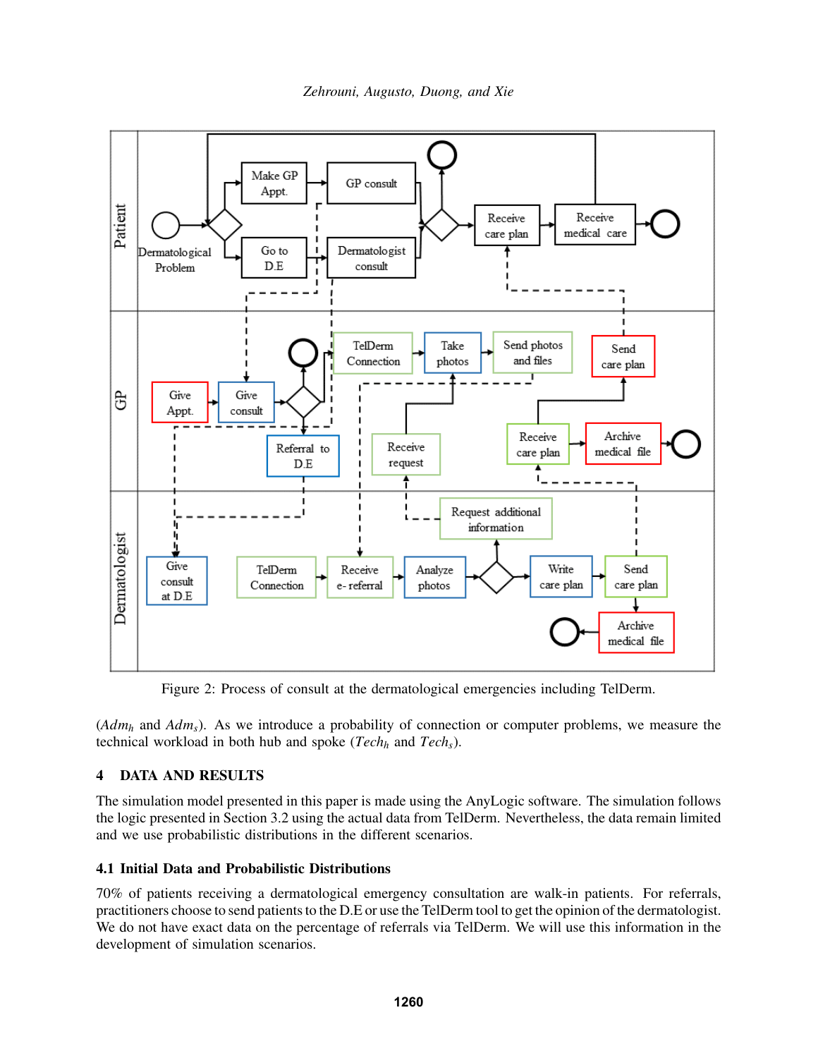Figure 2: Process of consult at the dermatological emergencies including TelDerm.

($Adm_h$ and $Adm_s$). As we introduce a probability of connection or computer problems, we measure the technical workload in both hub and spoke ($Tech_h$ and $Tech_s$).

## 4 DATA AND RESULTS

The simulation model presented in this paper is made using the AnyLogic software. The simulation follows the logic presented in Section 3.2 using the actual data from TelDerm. Nevertheless, the data remain limited and we use probabilistic distributions in the different scenarios.

### 4.1 Initial Data and Probabilistic Distributions

70% of patients receiving a dermatological emergency consultation are walk-in patients. For referrals, practitioners choose to send patients to the D.E or use the TelDerm tool to get the opinion of the dermatologist. We do not have exact data on the percentage of referrals via TelDerm. We will use this information in the development of simulation scenarios.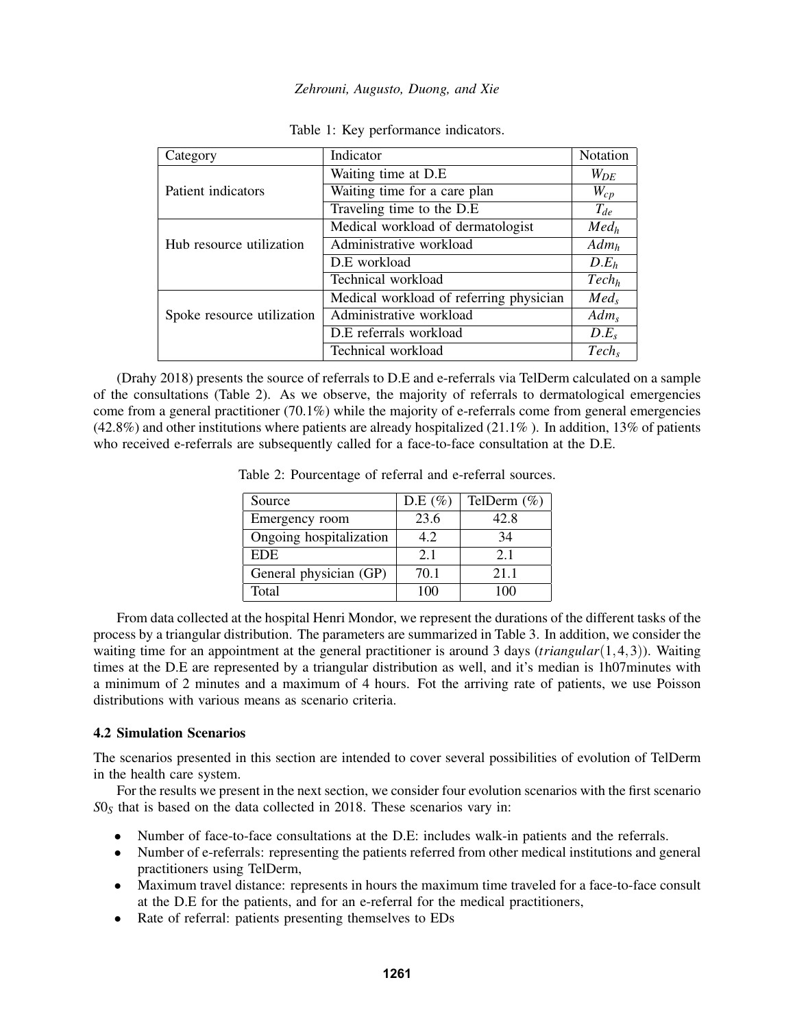Table 1: Key performance indicators.

| Category | Indicator | Notation |
| --- | --- | --- |
| Patient indicators | Waiting time at D.E | $W_{DE}$ |
| | Waiting time for a care plan | $W_{cp}$ |
| | Traveling time to the D.E | $T_{de}$ |
| Hub resource utilization | Medical workload of dermatologist | $Med_h$ |
| | Administrative workload | $Adm_h$ |
| | D.E workload | $D.E_h$ |
| | Technical workload | $Tech_h$ |
| Spoke resource utilization | Medical workload of referring physician | $Med_s$ |
| | Administrative workload | $Adm_s$ |
| | D.E referrals workload | $D.E_s$ |
| | Technical workload | $Tech_s$ |

(Drahy 2018) presents the source of referrals to D.E and e-referrals via TelDerm calculated on a sample of the consultations (Table 2). As we observe, the majority of referrals to dermatological emergencies come from a general practitioner (70.1%) while the majority of e-referrals come from general emergencies (42.8%) and other institutions where patients are already hospitalized (21.1% ). In addition, 13% of patients who received e-referrals are subsequently called for a face-to-face consultation at the D.E.

Table 2: Pourcentage of referral and e-referral sources.

| Source | D.E (%) | TelDerm (%) |
| --- | --- | --- |
| Emergency room | 23.6 | 42.8 |
| Ongoing hospitalization | 4.2 | 34 |
| EDE | 2.1 | 2.1 |
| General physician (GP) | 70.1 | 21.1 |
| Total | 100 | 100 |

From data collected at the hospital Henri Mondor, we represent the durations of the different tasks of the process by a triangular distribution. The parameters are summarized in Table 3. In addition, we consider the waiting time for an appointment at the general practitioner is around 3 days ($triangular(1,4,3)$). Waiting times at the D.E are represented by a triangular distribution as well, and it's median is 1h07minutes with a minimum of 2 minutes and a maximum of 4 hours. Fot the arriving rate of patients, we use Poisson distributions with various means as scenario criteria.

### 4.2 Simulation Scenarios

The scenarios presented in this section are intended to cover several possibilities of evolution of TelDerm in the health care system.

For the results we present in the next section, we consider four evolution scenarios with the first scenario $S0_S$ that is based on the data collected in 2018. These scenarios vary in:

- Number of face-to-face consultations at the D.E: includes walk-in patients and the referrals.
- Number of e-referrals: representing the patients referred from other medical institutions and general practitioners using TelDerm,
- Maximum travel distance: represents in hours the maximum time traveled for a face-to-face consult at the D.E for the patients, and for an e-referral for the medical practitioners,
- Rate of referral: patients presenting themselves to EDs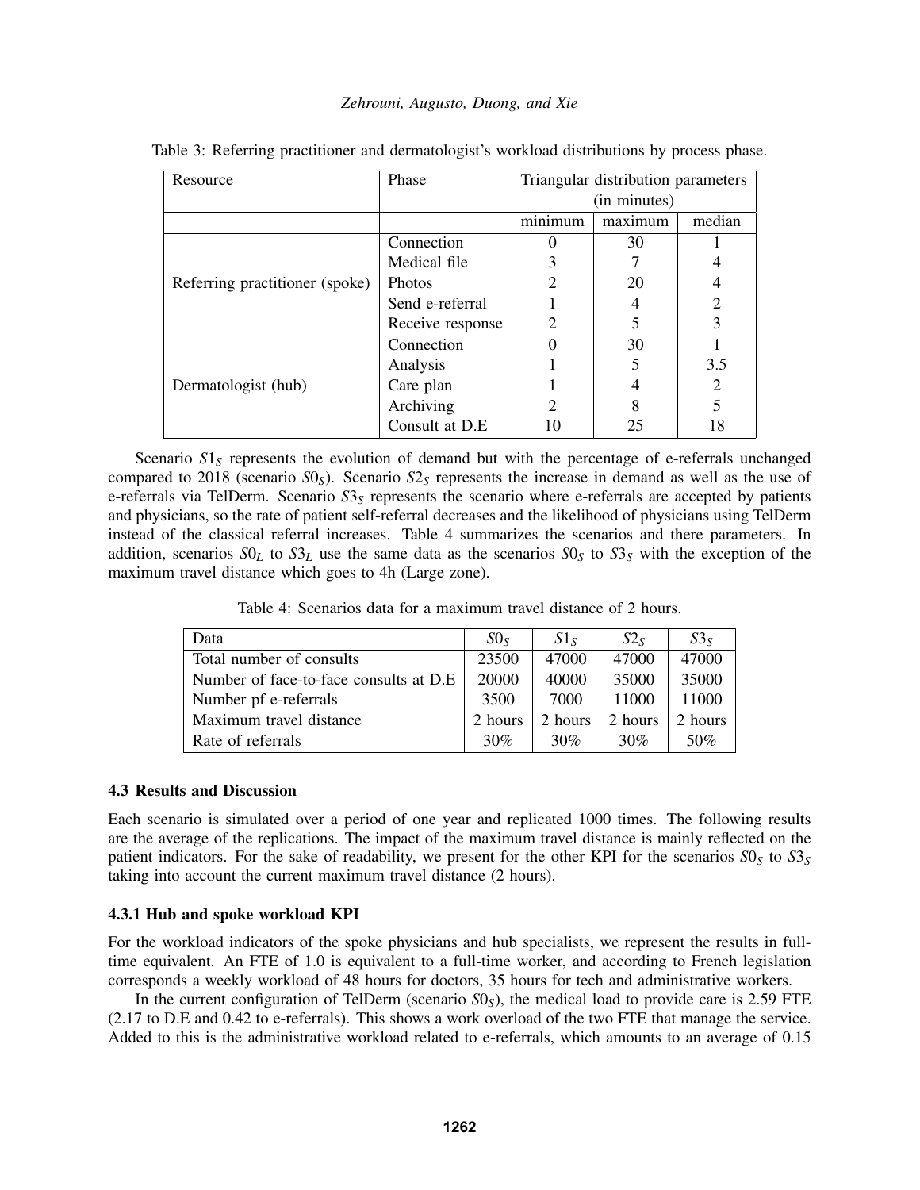Table 3: Referring practitioner and dermatologist's workload distributions by process phase.

| Resource | Phase | Triangular distribution parameters (in minutes) | | |
|---|---|---|---|---|
| | | minimum | maximum | median |
| Referring practitioner (spoke) | Connection | 0 | 30 | 1 |
| | Medical file | 3 | 7 | 4 |
| | Photos | 2 | 20 | 4 |
| | Send e-referral | 1 | 4 | 2 |
| | Receive response | 2 | 5 | 3 |
| Dermatologist (hub) | Connection | 0 | 30 | 1 |
| | Analysis | 1 | 5 | 3.5 |
| | Care plan | 1 | 4 | 2 |
| | Archiving | 2 | 8 | 5 |
| | Consult at D.E | 10 | 25 | 18 |

Scenario $S1_S$ represents the evolution of demand but with the percentage of e-referrals unchanged compared to 2018 (scenario $S0_S$). Scenario $S2_S$ represents the increase in demand as well as the use of e-referrals via TelDerm. Scenario $S3_S$ represents the scenario where e-referrals are accepted by patients and physicians, so the rate of patient self-referral decreases and the likelihood of physicians using TelDerm instead of the classical referral increases. Table 4 summarizes the scenarios and there parameters. In addition, scenarios $S0_L$ to $S3_L$ use the same data as the scenarios $S0_S$ to $S3_S$ with the exception of the maximum travel distance which goes to 4h (Large zone).

Table 4: Scenarios data for a maximum travel distance of 2 hours.

| Data | $S0_S$ | $S1_S$ | $S2_S$ | $S3_S$ |
|---|---|---|---|---|
| Total number of consults | 23500 | 47000 | 47000 | 47000 |
| Number of face-to-face consults at D.E | 20000 | 40000 | 35000 | 35000 |
| Number pf e-referrals | 3500 | 7000 | 11000 | 11000 |
| Maximum travel distance | 2 hours | 2 hours | 2 hours | 2 hours |
| Rate of referrals | 30% | 30% | 30% | 50% |

### 4.3 Results and Discussion

Each scenario is simulated over a period of one year and replicated 1000 times. The following results are the average of the replications. The impact of the maximum travel distance is mainly reflected on the patient indicators. For the sake of readability, we present for the other KPI for the scenarios $S0_S$ to $S3_S$ taking into account the current maximum travel distance (2 hours).

#### 4.3.1 Hub and spoke workload KPI

For the workload indicators of the spoke physicians and hub specialists, we represent the results in full-time equivalent. An FTE of 1.0 is equivalent to a full-time worker, and according to French legislation corresponds a weekly workload of 48 hours for doctors, 35 hours for tech and administrative workers.

In the current configuration of TelDerm (scenario $S0_S$), the medical load to provide care is 2.59 FTE (2.17 to D.E and 0.42 to e-referrals). This shows a work overload of the two FTE that manage the service. Added to this is the administrative workload related to e-referrals, which amounts to an average of 0.15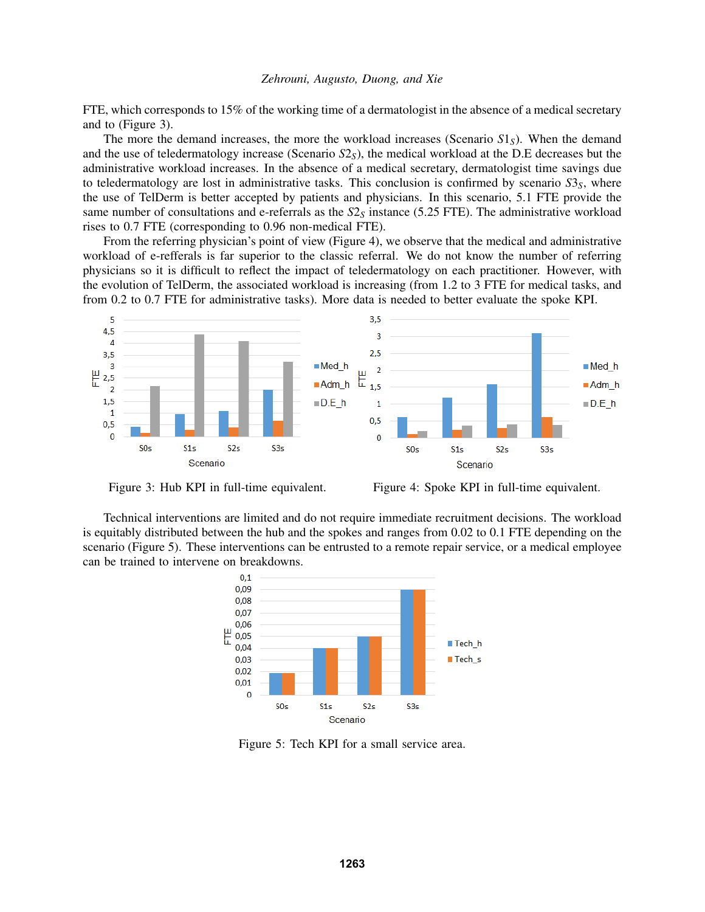FTE, which corresponds to 15% of the working time of a dermatologist in the absence of a medical secretary and to (Figure 3).

The more the demand increases, the more the workload increases (Scenario $S1_S$). When the demand and the use of teledermatology increase (Scenario $S2_S$), the medical workload at the D.E decreases but the administrative workload increases. In the absence of a medical secretary, dermatologist time savings due to teledermatology are lost in administrative tasks. This conclusion is confirmed by scenario $S3_S$, where the use of TelDerm is better accepted by patients and physicians. In this scenario, 5.1 FTE provide the same number of consultations and e-referrals as the $S2_S$ instance (5.25 FTE). The administrative workload rises to 0.7 FTE (corresponding to 0.96 non-medical FTE).

From the referring physician's point of view (Figure 4), we observe that the medical and administrative workload of e-refferals is far superior to the classic referral. We do not know the number of referring physicians so it is difficult to reflect the impact of teledermatology on each practitioner. However, with the evolution of TelDerm, the associated workload is increasing (from 1.2 to 3 FTE for medical tasks, and from 0.2 to 0.7 FTE for administrative tasks). More data is needed to better evaluate the spoke KPI.

Figure 3: Hub KPI in full-time equivalent.

Figure 4: Spoke KPI in full-time equivalent.

Technical interventions are limited and do not require immediate recruitment decisions. The workload is equitably distributed between the hub and the spokes and ranges from 0.02 to 0.1 FTE depending on the scenario (Figure 5). These interventions can be entrusted to a remote repair service, or a medical employee can be trained to intervene on breakdowns.

Figure 5: Tech KPI for a small service area.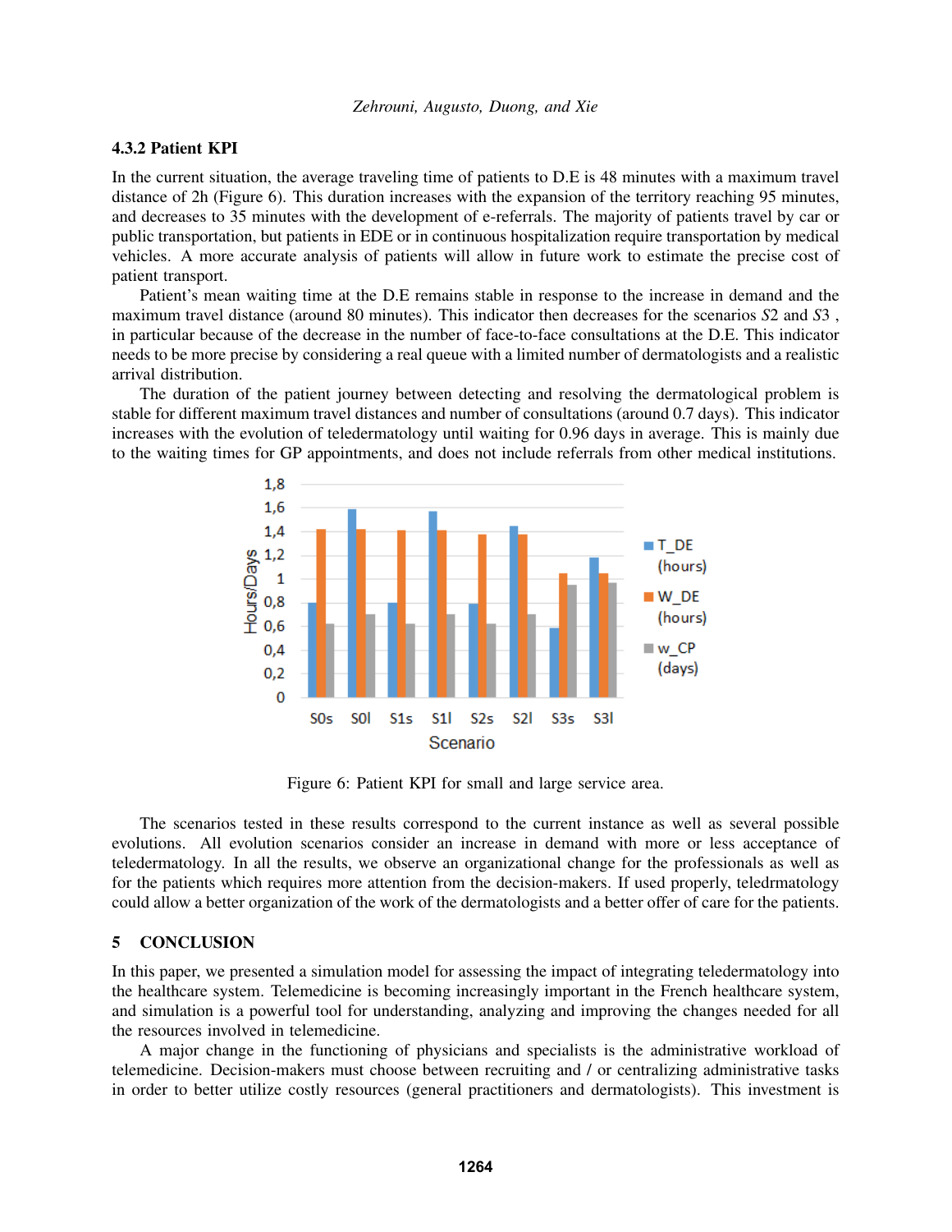### 4.3.2 Patient KPI

In the current situation, the average traveling time of patients to D.E is 48 minutes with a maximum travel distance of 2h (Figure 6). This duration increases with the expansion of the territory reaching 95 minutes, and decreases to 35 minutes with the development of e-referrals. The majority of patients travel by car or public transportation, but patients in EDE or in continuous hospitalization require transportation by medical vehicles. A more accurate analysis of patients will allow in future work to estimate the precise cost of patient transport.

Patient's mean waiting time at the D.E remains stable in response to the increase in demand and the maximum travel distance (around 80 minutes). This indicator then decreases for the scenarios *S*2 and *S*3 , in particular because of the decrease in the number of face-to-face consultations at the D.E. This indicator needs to be more precise by considering a real queue with a limited number of dermatologists and a realistic arrival distribution.

The duration of the patient journey between detecting and resolving the dermatological problem is stable for different maximum travel distances and number of consultations (around 0.7 days). This indicator increases with the evolution of teledermatology until waiting for 0.96 days in average. This is mainly due to the waiting times for GP appointments, and does not include referrals from other medical institutions.

Figure 6: Patient KPI for small and large service area.

The scenarios tested in these results correspond to the current instance as well as several possible evolutions. All evolution scenarios consider an increase in demand with more or less acceptance of teledermatology. In all the results, we observe an organizational change for the professionals as well as for the patients which requires more attention from the decision-makers. If used properly, teledrmatology could allow a better organization of the work of the dermatologists and a better offer of care for the patients.

## 5 CONCLUSION

In this paper, we presented a simulation model for assessing the impact of integrating teledermatology into the healthcare system. Telemedicine is becoming increasingly important in the French healthcare system, and simulation is a powerful tool for understanding, analyzing and improving the changes needed for all the resources involved in telemedicine.

A major change in the functioning of physicians and specialists is the administrative workload of telemedicine. Decision-makers must choose between recruiting and / or centralizing administrative tasks in order to better utilize costly resources (general practitioners and dermatologists). This investment is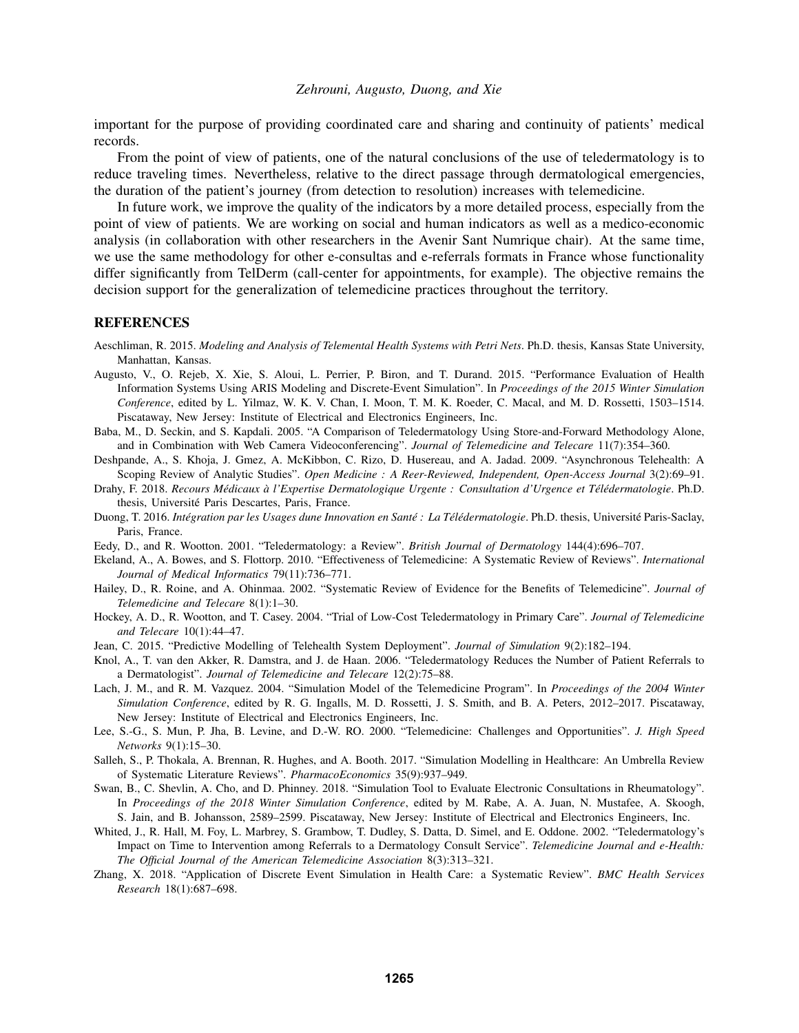important for the purpose of providing coordinated care and sharing and continuity of patients' medical records.

From the point of view of patients, one of the natural conclusions of the use of teledermatology is to reduce traveling times. Nevertheless, relative to the direct passage through dermatological emergencies, the duration of the patient's journey (from detection to resolution) increases with telemedicine.

In future work, we improve the quality of the indicators by a more detailed process, especially from the point of view of patients. We are working on social and human indicators as well as a medico-economic analysis (in collaboration with other researchers in the Avenir Sant Numrique chair). At the same time, we use the same methodology for other e-consultas and e-referrals formats in France whose functionality differ significantly from TelDerm (call-center for appointments, for example). The objective remains the decision support for the generalization of telemedicine practices throughout the territory.

## REFERENCES

Aeschliman, R. 2015. *Modeling and Analysis of Telemental Health Systems with Petri Nets*. Ph.D. thesis, Kansas State University, Manhattan, Kansas.

Augusto, V., O. Rejeb, X. Xie, S. Aloui, L. Perrier, P. Biron, and T. Durand. 2015. "Performance Evaluation of Health Information Systems Using ARIS Modeling and Discrete-Event Simulation". In *Proceedings of the 2015 Winter Simulation Conference*, edited by L. Yilmaz, W. K. V. Chan, I. Moon, T. M. K. Roeder, C. Macal, and M. D. Rossetti, 1503–1514. Piscataway, New Jersey: Institute of Electrical and Electronics Engineers, Inc.

Baba, M., D. Seckin, and S. Kapdali. 2005. "A Comparison of Teledermatology Using Store-and-Forward Methodology Alone, and in Combination with Web Camera Videoconferencing". *Journal of Telemedicine and Telecare* 11(7):354–360.

Deshpande, A., S. Khoja, J. Gmez, A. McKibbon, C. Rizo, D. Husereau, and A. Jadad. 2009. "Asynchronous Telehealth: A Scoping Review of Analytic Studies". *Open Medicine : A Reer-Reviewed, Independent, Open-Access Journal* 3(2):69–91.

Drahy, F. 2018. *Recours Médicaux à l'Expertise Dermatologique Urgente : Consultation d'Urgence et Télédermatologie*. Ph.D. thesis, Université Paris Descartes, Paris, France.

Duong, T. 2016. *Intégration par les Usages dune Innovation en Santé : La Télédermatologie*. Ph.D. thesis, Université Paris-Saclay, Paris, France.

Eedy, D., and R. Wootton. 2001. "Teledermatology: a Review". *British Journal of Dermatology* 144(4):696–707.

Ekeland, A., A. Bowes, and S. Flottorp. 2010. "Effectiveness of Telemedicine: A Systematic Review of Reviews". *International Journal of Medical Informatics* 79(11):736–771.

Hailey, D., R. Roine, and A. Ohinmaa. 2002. "Systematic Review of Evidence for the Benefits of Telemedicine". *Journal of Telemedicine and Telecare* 8(1):1–30.

Hockey, A. D., R. Wootton, and T. Casey. 2004. "Trial of Low-Cost Teledermatology in Primary Care". *Journal of Telemedicine and Telecare* 10(1):44–47.

Jean, C. 2015. "Predictive Modelling of Telehealth System Deployment". *Journal of Simulation* 9(2):182–194.

Knol, A., T. van den Akker, R. Damstra, and J. de Haan. 2006. "Teledermatology Reduces the Number of Patient Referrals to a Dermatologist". *Journal of Telemedicine and Telecare* 12(2):75–88.

Lach, J. M., and R. M. Vazquez. 2004. "Simulation Model of the Telemedicine Program". In *Proceedings of the 2004 Winter Simulation Conference*, edited by R. G. Ingalls, M. D. Rossetti, J. S. Smith, and B. A. Peters, 2012–2017. Piscataway, New Jersey: Institute of Electrical and Electronics Engineers, Inc.

Lee, S.-G., S. Mun, P. Jha, B. Levine, and D.-W. RO. 2000. "Telemedicine: Challenges and Opportunities". *J. High Speed Networks* 9(1):15–30.

Salleh, S., P. Thokala, A. Brennan, R. Hughes, and A. Booth. 2017. "Simulation Modelling in Healthcare: An Umbrella Review of Systematic Literature Reviews". *PharmacoEconomics* 35(9):937–949.

Swan, B., C. Shevlin, A. Cho, and D. Phinney. 2018. "Simulation Tool to Evaluate Electronic Consultations in Rheumatology". In *Proceedings of the 2018 Winter Simulation Conference*, edited by M. Rabe, A. A. Juan, N. Mustafee, A. Skoogh, S. Jain, and B. Johansson, 2589–2599. Piscataway, New Jersey: Institute of Electrical and Electronics Engineers, Inc.

Whited, J., R. Hall, M. Foy, L. Marbrey, S. Grambow, T. Dudley, S. Datta, D. Simel, and E. Oddone. 2002. "Teledermatology's Impact on Time to Intervention among Referrals to a Dermatology Consult Service". *Telemedicine Journal and e-Health: The Official Journal of the American Telemedicine Association* 8(3):313–321.

Zhang, X. 2018. "Application of Discrete Event Simulation in Health Care: a Systematic Review". *BMC Health Services Research* 18(1):687–698.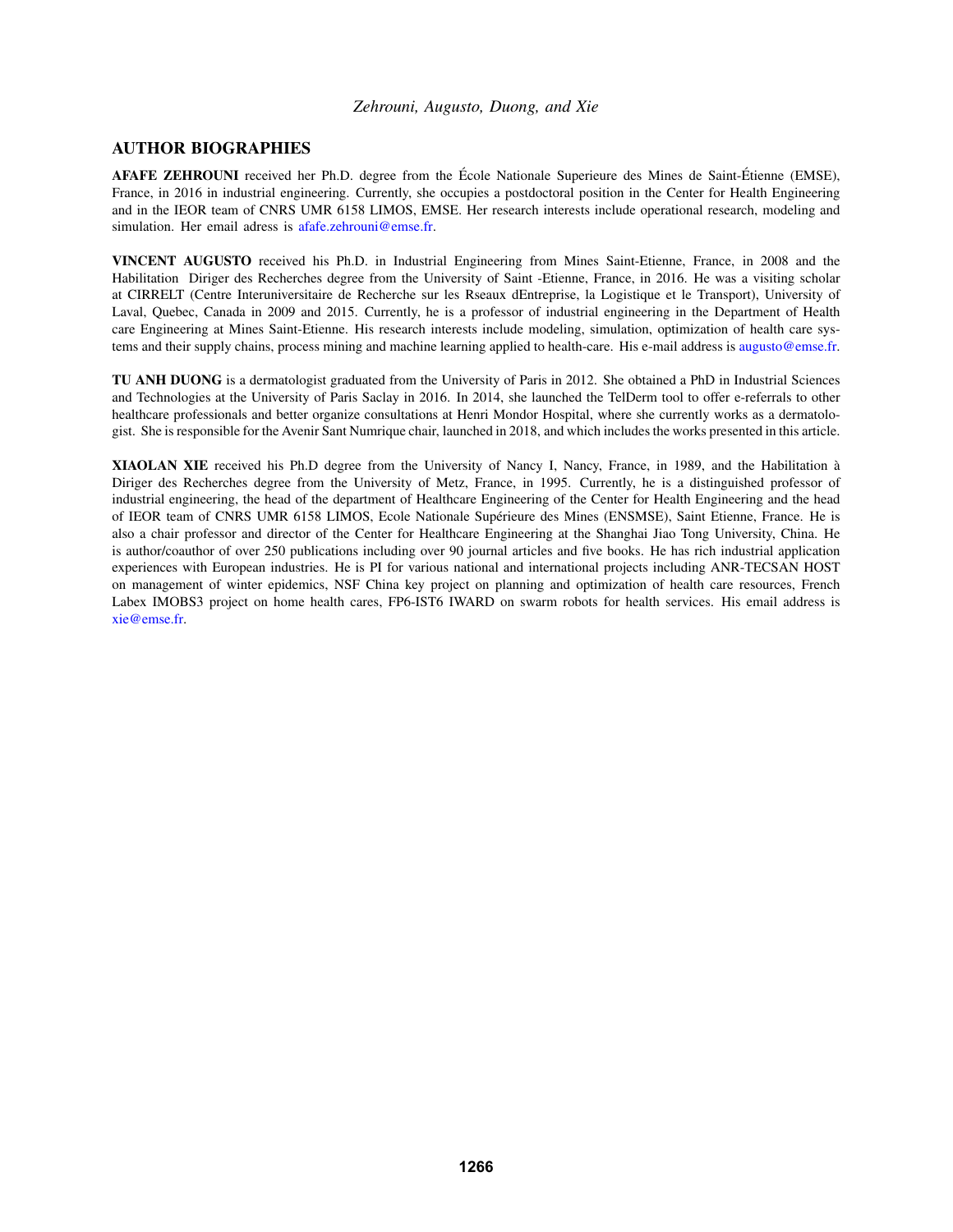## AUTHOR BIOGRAPHIES

**AFAFE ZEHROUNI** received her Ph.D. degree from the École Nationale Superieure des Mines de Saint-Étienne (EMSE), France, in 2016 in industrial engineering. Currently, she occupies a postdoctoral position in the Center for Health Engineering and in the IEOR team of CNRS UMR 6158 LIMOS, EMSE. Her research interests include operational research, modeling and simulation. Her email adress is afafe.zehrouni@emse.fr.

**VINCENT AUGUSTO** received his Ph.D. in Industrial Engineering from Mines Saint-Etienne, France, in 2008 and the Habilitation Diriger des Recherches degree from the University of Saint -Etienne, France, in 2016. He was a visiting scholar at CIRRELT (Centre Interuniversitaire de Recherche sur les Rseaux dEntreprise, la Logistique et le Transport), University of Laval, Quebec, Canada in 2009 and 2015. Currently, he is a professor of industrial engineering in the Department of Health care Engineering at Mines Saint-Etienne. His research interests include modeling, simulation, optimization of health care systems and their supply chains, process mining and machine learning applied to health-care. His e-mail address is augusto@emse.fr.

**TU ANH DUONG** is a dermatologist graduated from the University of Paris in 2012. She obtained a PhD in Industrial Sciences and Technologies at the University of Paris Saclay in 2016. In 2014, she launched the TelDerm tool to offer e-referrals to other healthcare professionals and better organize consultations at Henri Mondor Hospital, where she currently works as a dermatologist. She is responsible for the Avenir Sant Numrique chair, launched in 2018, and which includes the works presented in this article.

**XIAOLAN XIE** received his Ph.D degree from the University of Nancy I, Nancy, France, in 1989, and the Habilitation à Diriger des Recherches degree from the University of Metz, France, in 1995. Currently, he is a distinguished professor of industrial engineering, the head of the department of Healthcare Engineering of the Center for Health Engineering and the head of IEOR team of CNRS UMR 6158 LIMOS, Ecole Nationale Supérieure des Mines (ENSMSE), Saint Etienne, France. He is also a chair professor and director of the Center for Healthcare Engineering at the Shanghai Jiao Tong University, China. He is author/coauthor of over 250 publications including over 90 journal articles and five books. He has rich industrial application experiences with European industries. He is PI for various national and international projects including ANR-TECSAN HOST on management of winter epidemics, NSF China key project on planning and optimization of health care resources, French Labex IMOBS3 project on home health cares, FP6-IST6 IWARD on swarm robots for health services. His email address is xie@emse.fr.